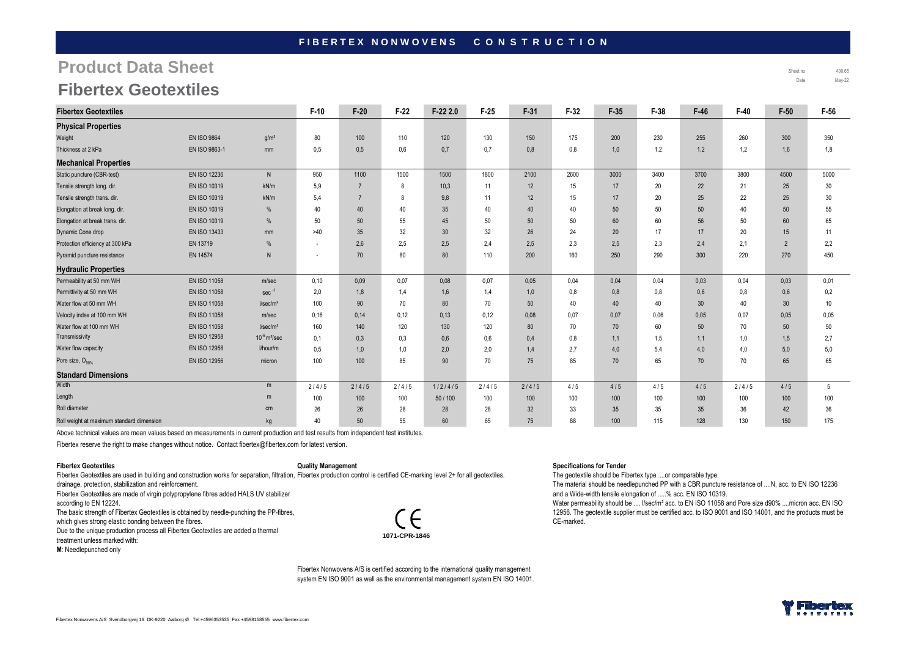FIBERTEX NONWOVENS CONSTRUCTION

# Product Data Sheet

# Fibertex Geotextiles

Sheet no 400.65

Date May-22

| Fibertex Geotextiles | | | F-10 | F-20 | F-22 | F-22 2.0 | F-25 | F-31 | F-32 | F-35 | F-38 | F-46 | F-40 | F-50 | F-56 |
|---|---|---|---|---|---|---|---|---|---|---|---|---|---|---|---|
| **Physical Properties** | | | | | | | | | | | | | | | |
| Weight | EN ISO 9864 | g/m² | 80 | 100 | 110 | 120 | 130 | 150 | 175 | 200 | 230 | 255 | 260 | 300 | 350 |
| Thickness at 2 kPa | EN ISO 9863-1 | mm | 0,5 | 0,5 | 0,6 | 0,7 | 0,7 | 0,8 | 0,8 | 1,0 | 1,2 | 1,2 | 1,2 | 1,6 | 1,8 |
| **Mechanical Properties** | | | | | | | | | | | | | | | |
| Static puncture (CBR-test) | EN ISO 12236 | N | 950 | 1100 | 1500 | 1500 | 1800 | 2100 | 2600 | 3000 | 3400 | 3700 | 3800 | 4500 | 5000 |
| Tensile strength long. dir. | EN ISO 10319 | kN/m | 5,9 | 7 | 8 | 10,3 | 11 | 12 | 15 | 17 | 20 | 22 | 21 | 25 | 30 |
| Tensile strength trans. dir. | EN ISO 10319 | kN/m | 5,4 | 7 | 8 | 9,8 | 11 | 12 | 15 | 17 | 20 | 25 | 22 | 25 | 30 |
| Elongation at break long. dir. | EN ISO 10319 | % | 40 | 40 | 40 | 35 | 40 | 40 | 40 | 50 | 50 | 50 | 40 | 50 | 55 |
| Elongation at break trans. dir. | EN ISO 10319 | % | 50 | 50 | 55 | 45 | 50 | 50 | 50 | 60 | 60 | 56 | 50 | 60 | 65 |
| Dynamic Cone drop | EN ISO 13433 | mm | >40 | 35 | 32 | 30 | 32 | 26 | 24 | 20 | 17 | 17 | 20 | 15 | 11 |
| Protection efficiency at 300 kPa | EN 13719 | % | - | 2,6 | 2,5 | 2,5 | 2,4 | 2,5 | 2,3 | 2,5 | 2,3 | 2,4 | 2,1 | 2 | 2,2 |
| Pyramid puncture resistance | EN 14574 | N | - | 70 | 80 | 80 | 110 | 200 | 160 | 250 | 290 | 300 | 220 | 270 | 450 |
| **Hydraulic Properties** | | | | | | | | | | | | | | | |
| Permeability at 50 mm WH | EN ISO 11058 | m/sec | 0,10 | 0,09 | 0,07 | 0,08 | 0,07 | 0,05 | 0,04 | 0,04 | 0,04 | 0,03 | 0,04 | 0,03 | 0,01 |
| Permittivity at 50 mm WH | EN ISO 11058 | $sec^{-1}$ | 2,0 | 1,8 | 1,4 | 1,6 | 1,4 | 1,0 | 0,8 | 0,8 | 0,8 | 0,6 | 0,8 | 0,6 | 0,2 |
| Water flow at 50 mm WH | EN ISO 11058 | l/sec/m² | 100 | 90 | 70 | 80 | 70 | 50 | 40 | 40 | 40 | 30 | 40 | 30 | 10 |
| Velocity index at 100 mm WH | EN ISO 11058 | m/sec | 0,16 | 0,14 | 0,12 | 0,13 | 0,12 | 0,08 | 0,07 | 0,07 | 0,06 | 0,05 | 0,07 | 0,05 | 0,05 |
| Water flow at 100 mm WH | EN ISO 11058 | l/sec/m² | 160 | 140 | 120 | 130 | 120 | 80 | 70 | 70 | 60 | 50 | 70 | 50 | 50 |
| Transmissivity | EN ISO 12958 | $10^{-6}$ m²/sec | 0,1 | 0,3 | 0,3 | 0,6 | 0,6 | 0,4 | 0,8 | 1,1 | 1,5 | 1,1 | 1,0 | 1,5 | 2,7 |
| Water flow capacity | EN ISO 12958 | l/hour/m | 0,5 | 1,0 | 1,0 | 2,0 | 2,0 | 1,4 | 2,7 | 4,0 | 5,4 | 4,0 | 4,0 | 5,0 | 5,0 |
| Pore size, $O_{90\%}$ | EN ISO 12956 | micron | 100 | 100 | 85 | 90 | 70 | 75 | 85 | 70 | 65 | 70 | 70 | 65 | 65 |
| **Standard Dimensions** | | | | | | | | | | | | | | | |
| Width | | m | 2 / 4 / 5 | 2 / 4 / 5 | 2 / 4 / 5 | 1 / 2 / 4 / 5 | 2 / 4 / 5 | 2 / 4 / 5 | 4 / 5 | 4 / 5 | 4 / 5 | 4 / 5 | 2 / 4 / 5 | 4 / 5 | 5 |
| Length | | m | 100 | 100 | 100 | 50 / 100 | 100 | 100 | 100 | 100 | 100 | 100 | 100 | 100 | 100 |
| Roll diameter | | cm | 26 | 26 | 28 | 28 | 28 | 32 | 33 | 35 | 35 | 35 | 36 | 42 | 36 |
| Roll weight at maximum standard dimension | | kg | 40 | 50 | 55 | 60 | 65 | 75 | 88 | 100 | 115 | 128 | 130 | 150 | 175 |

Above technical values are mean values based on measurements in current production and test results from independent test institutes.

Fibertex reserve the right to make changes without notice. Contact fibertex@fibertex.com for latest version.

**Fibertex Geotextiles**

Fibertex Geotextiles are used in building and construction works for separation, filtration, drainage, protection, stabilization and reinforcement.

Fibertex Geotextiles are made of virgin polypropylene fibres added HALS UV stabilizer according to EN 12224.

The basic strength of Fibertex Geotextiles is obtained by needle-punching the PP-fibres, which gives strong elastic bonding between the fibres.

Due to the unique production process all Fibertex Geotextiles are added a thermal treatment unless marked with:

**M**: Needlepunched only

**Quality Management**

Fibertex production control is certified CE-marking level 2+ for all geotextiles.

CE
1071-CPR-1846

Fibertex Nonwovens A/S is certified according to the international quality management system EN ISO 9001 as well as the environmental management system EN ISO 14001.

**Specifications for Tender**

The geotextile should be Fibertex type ....or comparable type.

The material should be needlepunched PP with a CBR puncture resistance of ....N, acc. to EN ISO 12236 and a Wide-width tensile elongation of .....% acc. EN ISO 10319.

Water permeability should be .... l/sec/m² acc. to EN ISO 11058 and Pore size d90% ....micron acc. EN ISO 12956. The geotextile supplier must be certified acc. to ISO 9001 and ISO 14001, and the products must be CE-marked.

Fibertex Nonwovens A/S Svendborgvej 16 DK-9220 Aalborg Ø Tel +4596353535 Fax +4598158555 www.fibertex.com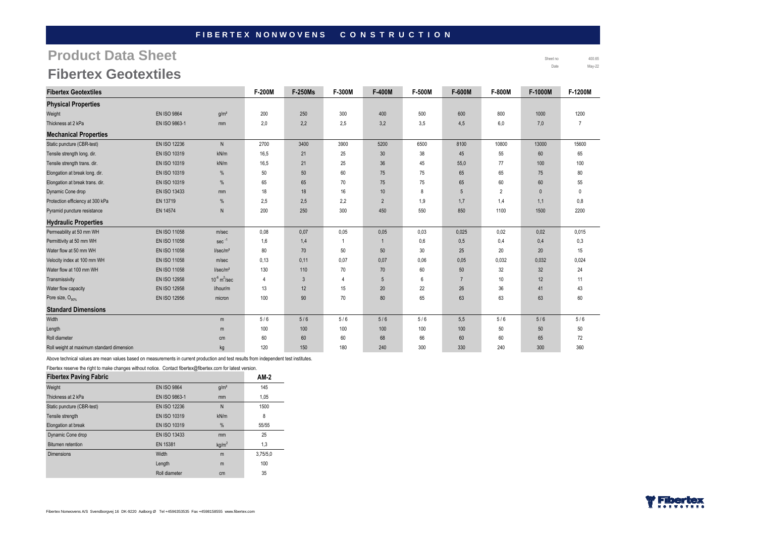FIBERTEX NONWOVENS CONSTRUCTION

# Product Data Sheet

# Fibertex Geotextiles

Sheet no 400.65

Date May-22

| Fibertex Geotextiles | | | F-200M | F-250Ms | F-300M | F-400M | F-500M | F-600M | F-800M | F-1000M | F-1200M |
|---|---|---|---|---|---|---|---|---|---|---|---|
| **Physical Properties** | | | | | | | | | | | |
| Weight | EN ISO 9864 | g/m² | 200 | 250 | 300 | 400 | 500 | 600 | 800 | 1000 | 1200 |
| Thickness at 2 kPa | EN ISO 9863-1 | mm | 2,0 | 2,2 | 2,5 | 3,2 | 3,5 | 4,5 | 6,0 | 7,0 | 7 |
| **Mechanical Properties** | | | | | | | | | | | |
| Static puncture (CBR-test) | EN ISO 12236 | N | 2700 | 3400 | 3900 | 5200 | 6500 | 8100 | 10800 | 13000 | 15600 |
| Tensile strength long. dir. | EN ISO 10319 | kN/m | 16,5 | 21 | 25 | 30 | 38 | 45 | 55 | 60 | 65 |
| Tensile strength trans. dir. | EN ISO 10319 | kN/m | 16,5 | 21 | 25 | 36 | 45 | 55,0 | 77 | 100 | 100 |
| Elongation at break long. dir. | EN ISO 10319 | % | 50 | 50 | 60 | 75 | 75 | 65 | 65 | 75 | 80 |
| Elongation at break trans. dir. | EN ISO 10319 | % | 65 | 65 | 70 | 75 | 75 | 65 | 60 | 60 | 55 |
| Dynamic Cone drop | EN ISO 13433 | mm | 18 | 18 | 16 | 10 | 8 | 5 | 2 | 0 | 0 |
| Protection efficiency at 300 kPa | EN 13719 | % | 2,5 | 2,5 | 2,2 | 2 | 1,9 | 1,7 | 1,4 | 1,1 | 0,8 |
| Pyramid puncture resistance | EN 14574 | N | 200 | 250 | 300 | 450 | 550 | 850 | 1100 | 1500 | 2200 |
| **Hydraulic Properties** | | | | | | | | | | | |
| Permeability at 50 mm WH | EN ISO 11058 | m/sec | 0,08 | 0,07 | 0,05 | 0,05 | 0,03 | 0,025 | 0,02 | 0,02 | 0,015 |
| Permittivity at 50 mm WH | EN ISO 11058 | $sec^{-1}$ | 1,6 | 1,4 | 1 | 1 | 0,6 | 0,5 | 0,4 | 0,4 | 0,3 |
| Water flow at 50 mm WH | EN ISO 11058 | l/sec/m² | 80 | 70 | 50 | 50 | 30 | 25 | 20 | 20 | 15 |
| Velocity index at 100 mm WH | EN ISO 11058 | m/sec | 0,13 | 0,11 | 0,07 | 0,07 | 0,06 | 0,05 | 0,032 | 0,032 | 0,024 |
| Water flow at 100 mm WH | EN ISO 11058 | l/sec/m² | 130 | 110 | 70 | 70 | 60 | 50 | 32 | 32 | 24 |
| Transmissivity | EN ISO 12958 | $10^{-6}$ $m^2$/sec | 4 | 3 | 4 | 5 | 6 | 7 | 10 | 12 | 11 |
| Water flow capacity | EN ISO 12958 | l/hour/m | 13 | 12 | 15 | 20 | 22 | 26 | 36 | 41 | 43 |
| Pore size, $O_{90\%}$ | EN ISO 12956 | micron | 100 | 90 | 70 | 80 | 65 | 63 | 63 | 63 | 60 |
| **Standard Dimensions** | | | | | | | | | | | |
| Width | | m | 5 / 6 | 5 / 6 | 5 / 6 | 5 / 6 | 5 / 6 | 5,5 | 5 / 6 | 5 / 6 | 5 / 6 |
| Length | | m | 100 | 100 | 100 | 100 | 100 | 100 | 50 | 50 | 50 |
| Roll diameter | | cm | 60 | 60 | 60 | 68 | 66 | 60 | 60 | 65 | 72 |
| Roll weight at maximum standard dimension | | kg | 120 | 150 | 180 | 240 | 300 | 330 | 240 | 300 | 360 |

Above technical values are mean values based on measurements in current production and test results from independent test institutes.

Fibertex reserve the right to make changes without notice. Contact fibertex@fibertex.com for latest version.

| Fibertex Paving Fabric | | | AM-2 |
|---|---|---|---|
| Weight | EN ISO 9864 | g/m² | 145 |
| Thickness at 2 kPa | EN ISO 9863-1 | mm | 1,05 |
| Static puncture (CBR-test) | EN ISO 12236 | N | 1500 |
| Tensile strength | EN ISO 10319 | kN/m | 8 |
| Elongation at break | EN ISO 10319 | % | 55/55 |
| Dynamic Cone drop | EN ISO 13433 | mm | 25 |
| Bitumen retention | EN 15381 | kg/m² | 1,3 |
| Dimensions | Width | m | 3,75/5,0 |
| | Length | m | 100 |
| | Roll diameter | cm | 35 |

Fibertex Nonwovens A/S Svendborgvej 16 DK-9220 Aalborg Ø Tel +4596353535 Fax +4598158555 www.fibertex.com